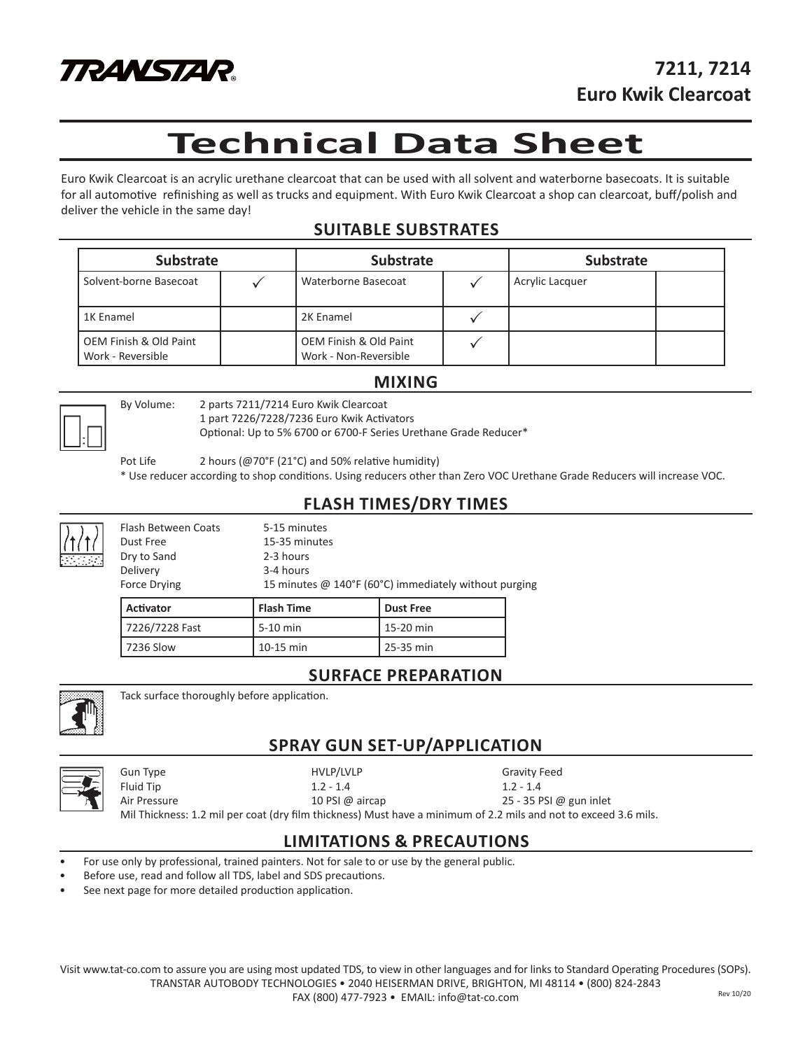TRANSTAR

**7211, 7214**
**Euro Kwik Clearcoat**

# Technical Data Sheet

Euro Kwik Clearcoat is an acrylic urethane clearcoat that can be used with all solvent and waterborne basecoats. It is suitable for all automotive refinishing as well as trucks and equipment. With Euro Kwik Clearcoat a shop can clearcoat, buff/polish and deliver the vehicle in the same day!

## SUITABLE SUBSTRATES

| Substrate | | Substrate | | Substrate | |
|---|---|---|---|---|---|
| Solvent-borne Basecoat | ✓ | Waterborne Basecoat | ✓ | Acrylic Lacquer | |
| 1K Enamel | | 2K Enamel | ✓ | | |
| OEM Finish & Old Paint Work - Reversible | | OEM Finish & Old Paint Work - Non-Reversible | ✓ | | |

## MIXING

By Volume: 2 parts 7211/7214 Euro Kwik Clearcoat
1 part 7226/7228/7236 Euro Kwik Activators
Optional: Up to 5% 6700 or 6700-F Series Urethane Grade Reducer*

Pot Life 2 hours (@70°F (21°C) and 50% relative humidity)

\* Use reducer according to shop conditions. Using reducers other than Zero VOC Urethane Grade Reducers will increase VOC.

## FLASH TIMES/DRY TIMES

Flash Between Coats 5-15 minutes
Dust Free 15-35 minutes
Dry to Sand 2-3 hours
Delivery 3-4 hours
Force Drying 15 minutes @ 140°F (60°C) immediately without purging

| Activator | Flash Time | Dust Free |
|---|---|---|
| 7226/7228 Fast | 5-10 min | 15-20 min |
| 7236 Slow | 10-15 min | 25-35 min |

## SURFACE PREPARATION

Tack surface thoroughly before application.

## SPRAY GUN SET-UP/APPLICATION

| | HVLP/LVLP | Gravity Feed |
|---|---|---|
| Gun Type | HVLP/LVLP | Gravity Feed |
| Fluid Tip | 1.2 - 1.4 | 1.2 - 1.4 |
| Air Pressure | 10 PSI @ aircap | 25 - 35 PSI @ gun inlet |

Mil Thickness: 1.2 mil per coat (dry film thickness) Must have a minimum of 2.2 mils and not to exceed 3.6 mils.

## LIMITATIONS & PRECAUTIONS

- For use only by professional, trained painters. Not for sale to or use by the general public.
- Before use, read and follow all TDS, label and SDS precautions.
- See next page for more detailed production application.

Visit www.tat-co.com to assure you are using most updated TDS, to view in other languages and for links to Standard Operating Procedures (SOPs).
TRANSTAR AUTOBODY TECHNOLOGIES • 2040 HEISERMAN DRIVE, BRIGHTON, MI 48114 • (800) 824-2843
FAX (800) 477-7923 • EMAIL: info@tat-co.com

Rev 10/20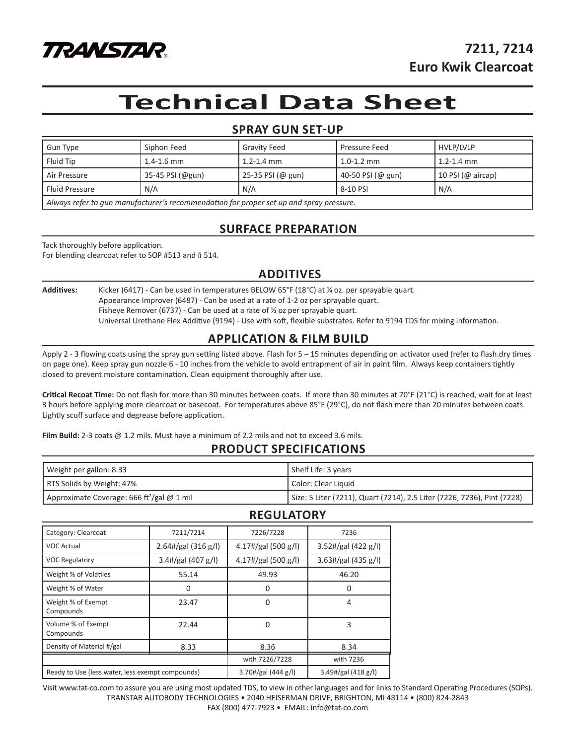**TRANSTAR**

**7211, 7214**
**Euro Kwik Clearcoat**

# Technical Data Sheet

## SPRAY GUN SET-UP

| Gun Type | Siphon Feed | Gravity Feed | Pressure Feed | HVLP/LVLP |
|---|---|---|---|---|
| Fluid Tip | 1.4-1.6 mm | 1.2-1.4 mm | 1.0-1.2 mm | 1.2-1.4 mm |
| Air Pressure | 35-45 PSI (@gun) | 25-35 PSI (@ gun) | 40-50 PSI (@ gun) | 10 PSI (@ aircap) |
| Fluid Pressure | N/A | N/A | 8-10 PSI | N/A |
| *Always refer to gun manufacturer's recommendation for proper set up and spray pressure.* | | | | |

## SURFACE PREPARATION

Tack thoroughly before application.
For blending clearcoat refer to SOP #513 and # 514.

## ADDITIVES

**Additives:** Kicker (6417) - Can be used in temperatures BELOW 65°F (18°C) at ¼ oz. per sprayable quart.
Appearance Improver (6487) - Can be used at a rate of 1-2 oz per sprayable quart.
Fisheye Remover (6737) - Can be used at a rate of ½ oz per sprayable quart.
Universal Urethane Flex Additive (9194) - Use with soft, flexible substrates. Refer to 9194 TDS for mixing information.

## APPLICATION & FILM BUILD

Apply 2 - 3 flowing coats using the spray gun setting listed above. Flash for 5 – 15 minutes depending on activator used (refer to flash.dry times on page one). Keep spray gun nozzle 6 - 10 inches from the vehicle to avoid entrapment of air in paint film. Always keep containers tightly closed to prevent moisture contamination. Clean equipment thoroughly after use.

**Critical Recoat Time:** Do not flash for more than 30 minutes between coats. If more than 30 minutes at 70°F (21°C) is reached, wait for at least 3 hours before applying more clearcoat or basecoat. For temperatures above 85°F (29°C), do not flash more than 20 minutes between coats. Lightly scuff surface and degrease before application.

**Film Build:** 2-3 coats @ 1.2 mils. Must have a minimum of 2.2 mils and not to exceed 3.6 mils.

## PRODUCT SPECIFICATIONS

| | |
|---|---|
| Weight per gallon: 8.33 | Shelf Life: 3 years |
| RTS Solids by Weight: 47% | Color: Clear Liquid |
| Approximate Coverage: 666 ft²/gal @ 1 mil | Size: 5 Liter (7211), Quart (7214), 2.5 Liter (7226, 7236), Pint (7228) |

## REGULATORY

| Category: Clearcoat | 7211/7214 | 7226/7228 | 7236 |
|---|---|---|---|
| VOC Actual | 2.64#/gal (316 g/l) | 4.17#/gal (500 g/l) | 3.52#/gal (422 g/l) |
| VOC Regulatory | 3.4#/gal (407 g/l) | 4.17#/gal (500 g/l) | 3.63#/gal (435 g/l) |
| Weight % of Volatiles | 55.14 | 49.93 | 46.20 |
| Weight % of Water | 0 | 0 | 0 |
| Weight % of Exempt Compounds | 23.47 | 0 | 4 |
| Volume % of Exempt Compounds | 22.44 | 0 | 3 |
| Density of Material #/gal | 8.33 | 8.36 | 8.34 |
| | | with 7226/7228 | with 7236 |
| Ready to Use (less water, less exempt compounds) | | 3.70#/gal (444 g/l) | 3.49#/gal (418 g/l) |

Visit www.tat-co.com to assure you are using most updated TDS, to view in other languages and for links to Standard Operating Procedures (SOPs).
TRANSTAR AUTOBODY TECHNOLOGIES • 2040 HEISERMAN DRIVE, BRIGHTON, MI 48114 • (800) 824-2843
FAX (800) 477-7923 • EMAIL: info@tat-co.com